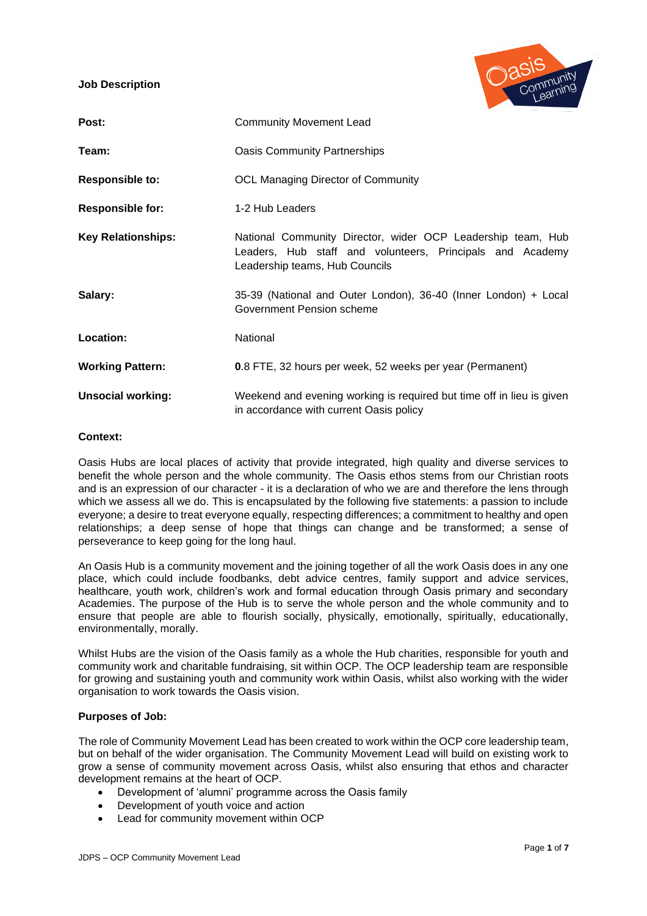**Job Description**

| | |
|---|---|
| **Post:** | Community Movement Lead |
| **Team:** | Oasis Community Partnerships |
| **Responsible to:** | OCL Managing Director of Community |
| **Responsible for:** | 1-2 Hub Leaders |
| **Key Relationships:** | National Community Director, wider OCP Leadership team, Hub Leaders, Hub staff and volunteers, Principals and Academy Leadership teams, Hub Councils |
| **Salary:** | 35-39 (National and Outer London), 36-40 (Inner London) + Local Government Pension scheme |
| **Location:** | National |
| **Working Pattern:** | **0**.8 FTE, 32 hours per week, 52 weeks per year (Permanent) |
| **Unsocial working:** | Weekend and evening working is required but time off in lieu is given in accordance with current Oasis policy |

**Context:**

Oasis Hubs are local places of activity that provide integrated, high quality and diverse services to benefit the whole person and the whole community. The Oasis ethos stems from our Christian roots and is an expression of our character - it is a declaration of who we are and therefore the lens through which we assess all we do. This is encapsulated by the following five statements: a passion to include everyone; a desire to treat everyone equally, respecting differences; a commitment to healthy and open relationships; a deep sense of hope that things can change and be transformed; a sense of perseverance to keep going for the long haul.

An Oasis Hub is a community movement and the joining together of all the work Oasis does in any one place, which could include foodbanks, debt advice centres, family support and advice services, healthcare, youth work, children's work and formal education through Oasis primary and secondary Academies. The purpose of the Hub is to serve the whole person and the whole community and to ensure that people are able to flourish socially, physically, emotionally, spiritually, educationally, environmentally, morally.

Whilst Hubs are the vision of the Oasis family as a whole the Hub charities, responsible for youth and community work and charitable fundraising, sit within OCP. The OCP leadership team are responsible for growing and sustaining youth and community work within Oasis, whilst also working with the wider organisation to work towards the Oasis vision.

**Purposes of Job:**

The role of Community Movement Lead has been created to work within the OCP core leadership team, but on behalf of the wider organisation. The Community Movement Lead will build on existing work to grow a sense of community movement across Oasis, whilst also ensuring that ethos and character development remains at the heart of OCP.

- Development of 'alumni' programme across the Oasis family
- Development of youth voice and action
- Lead for community movement within OCP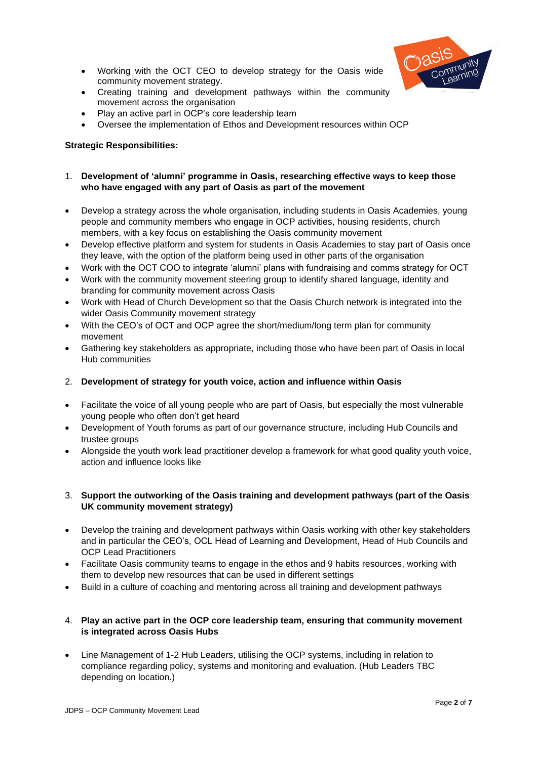- Working with the OCT CEO to develop strategy for the Oasis wide community movement strategy.
- Creating training and development pathways within the community movement across the organisation
- Play an active part in OCP's core leadership team
- Oversee the implementation of Ethos and Development resources within OCP

**Strategic Responsibilities:**

1. **Development of 'alumni' programme in Oasis, researching effective ways to keep those who have engaged with any part of Oasis as part of the movement**

- Develop a strategy across the whole organisation, including students in Oasis Academies, young people and community members who engage in OCP activities, housing residents, church members, with a key focus on establishing the Oasis community movement
- Develop effective platform and system for students in Oasis Academies to stay part of Oasis once they leave, with the option of the platform being used in other parts of the organisation
- Work with the OCT COO to integrate 'alumni' plans with fundraising and comms strategy for OCT
- Work with the community movement steering group to identify shared language, identity and branding for community movement across Oasis
- Work with Head of Church Development so that the Oasis Church network is integrated into the wider Oasis Community movement strategy
- With the CEO's of OCT and OCP agree the short/medium/long term plan for community movement
- Gathering key stakeholders as appropriate, including those who have been part of Oasis in local Hub communities

2. **Development of strategy for youth voice, action and influence within Oasis**

- Facilitate the voice of all young people who are part of Oasis, but especially the most vulnerable young people who often don't get heard
- Development of Youth forums as part of our governance structure, including Hub Councils and trustee groups
- Alongside the youth work lead practitioner develop a framework for what good quality youth voice, action and influence looks like

3. **Support the outworking of the Oasis training and development pathways (part of the Oasis UK community movement strategy)**

- Develop the training and development pathways within Oasis working with other key stakeholders and in particular the CEO's, OCL Head of Learning and Development, Head of Hub Councils and OCP Lead Practitioners
- Facilitate Oasis community teams to engage in the ethos and 9 habits resources, working with them to develop new resources that can be used in different settings
- Build in a culture of coaching and mentoring across all training and development pathways

4. **Play an active part in the OCP core leadership team, ensuring that community movement is integrated across Oasis Hubs**

- Line Management of 1-2 Hub Leaders, utilising the OCP systems, including in relation to compliance regarding policy, systems and monitoring and evaluation. (Hub Leaders TBC depending on location.)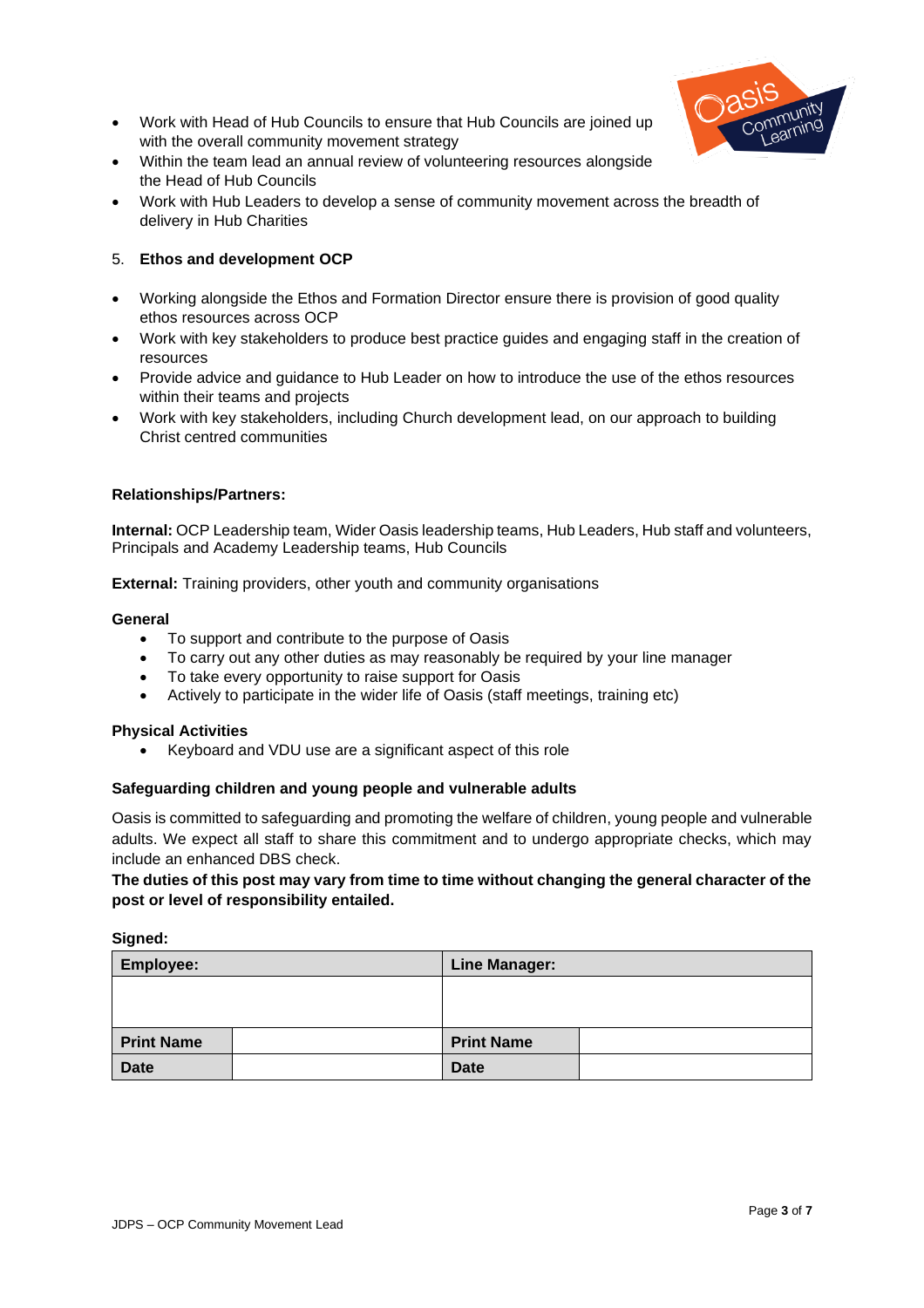- Work with Head of Hub Councils to ensure that Hub Councils are joined up with the overall community movement strategy
- Within the team lead an annual review of volunteering resources alongside the Head of Hub Councils
- Work with Hub Leaders to develop a sense of community movement across the breadth of delivery in Hub Charities

5. **Ethos and development OCP**

- Working alongside the Ethos and Formation Director ensure there is provision of good quality ethos resources across OCP
- Work with key stakeholders to produce best practice guides and engaging staff in the creation of resources
- Provide advice and guidance to Hub Leader on how to introduce the use of the ethos resources within their teams and projects
- Work with key stakeholders, including Church development lead, on our approach to building Christ centred communities

**Relationships/Partners:**

**Internal:** OCP Leadership team, Wider Oasis leadership teams, Hub Leaders, Hub staff and volunteers, Principals and Academy Leadership teams, Hub Councils

**External:** Training providers, other youth and community organisations

**General**

- To support and contribute to the purpose of Oasis
- To carry out any other duties as may reasonably be required by your line manager
- To take every opportunity to raise support for Oasis
- Actively to participate in the wider life of Oasis (staff meetings, training etc)

**Physical Activities**

- Keyboard and VDU use are a significant aspect of this role

**Safeguarding children and young people and vulnerable adults**

Oasis is committed to safeguarding and promoting the welfare of children, young people and vulnerable adults. We expect all staff to share this commitment and to undergo appropriate checks, which may include an enhanced DBS check.

**The duties of this post may vary from time to time without changing the general character of the post or level of responsibility entailed.**

**Signed:**

| **Employee:** | | **Line Manager:** | |
|---|---|---|---|
| | | | |
| **Print Name** | | **Print Name** | |
| **Date** | | **Date** | |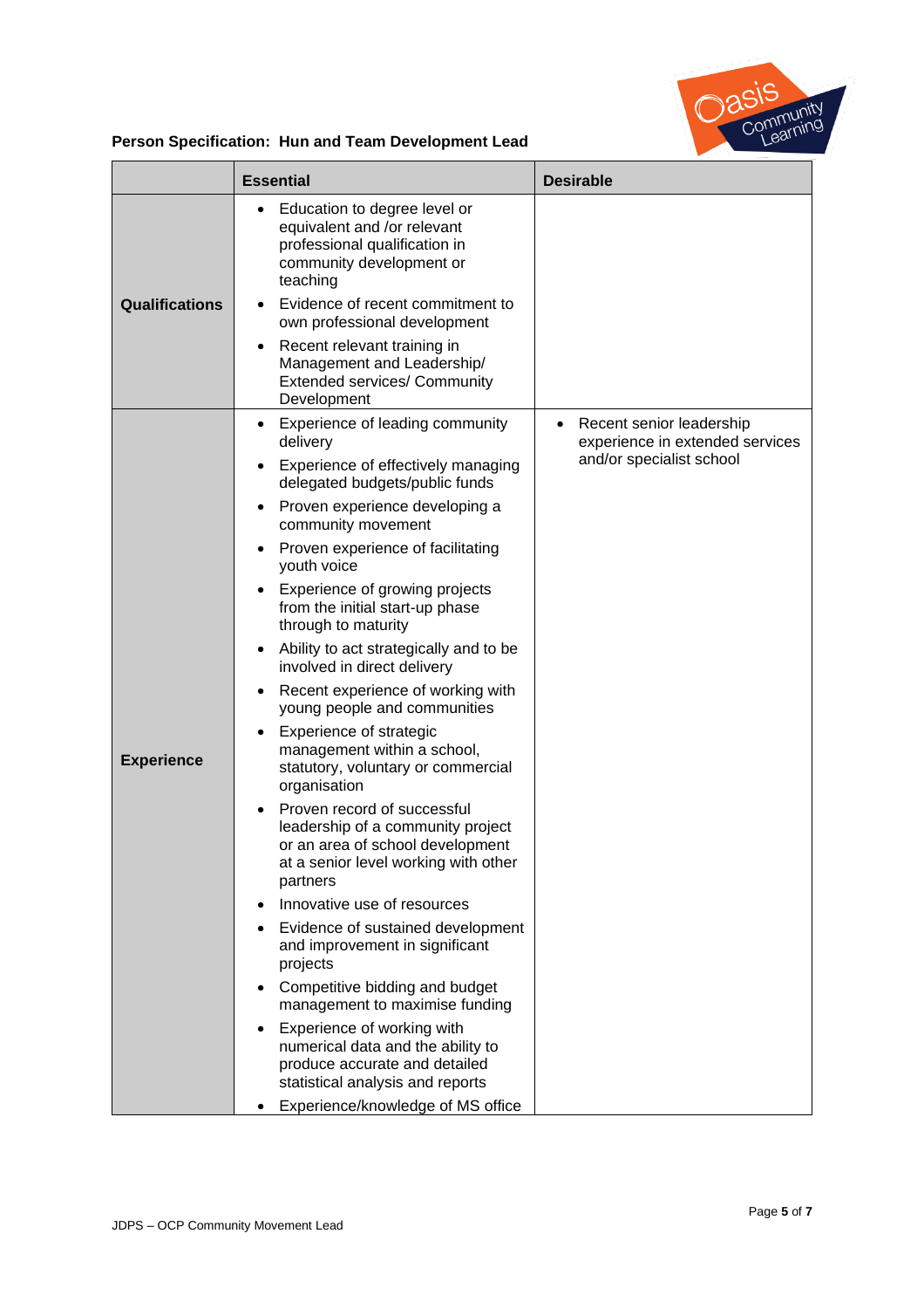**Person Specification: Hun and Team Development Lead**

| | Essential | Desirable |
|---|---|---|
| **Qualifications** | • Education to degree level or equivalent and /or relevant professional qualification in community development or teaching<br>• Evidence of recent commitment to own professional development<br>• Recent relevant training in Management and Leadership/ Extended services/ Community Development | |
| **Experience** | • Experience of leading community delivery<br>• Experience of effectively managing delegated budgets/public funds<br>• Proven experience developing a community movement<br>• Proven experience of facilitating youth voice<br>• Experience of growing projects from the initial start-up phase through to maturity<br>• Ability to act strategically and to be involved in direct delivery<br>• Recent experience of working with young people and communities<br>• Experience of strategic management within a school, statutory, voluntary or commercial organisation<br>• Proven record of successful leadership of a community project or an area of school development at a senior level working with other partners<br>• Innovative use of resources<br>• Evidence of sustained development and improvement in significant projects<br>• Competitive bidding and budget management to maximise funding<br>• Experience of working with numerical data and the ability to produce accurate and detailed statistical analysis and reports<br>• Experience/knowledge of MS office | • Recent senior leadership experience in extended services and/or specialist school |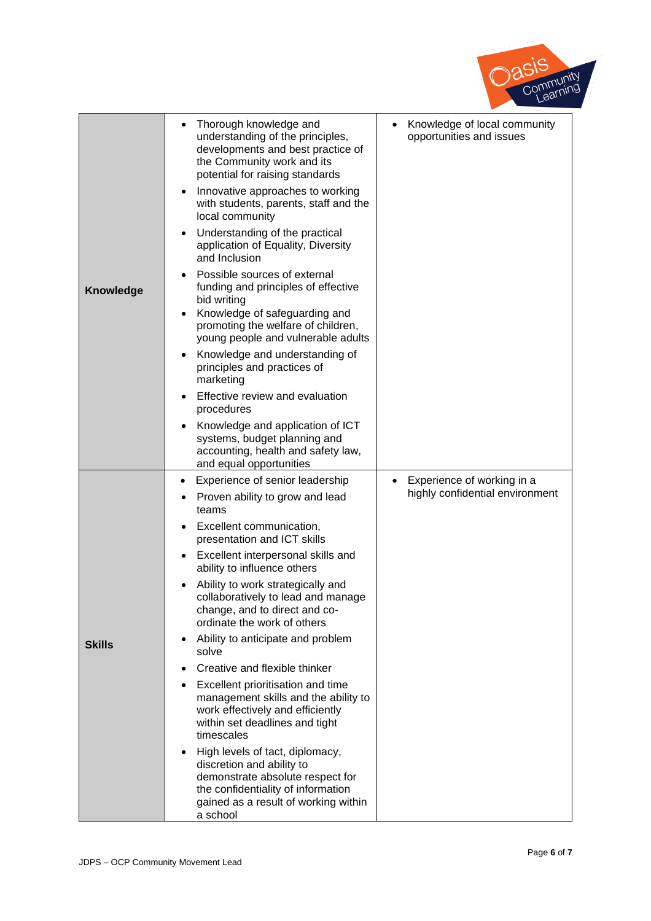| | | |
|---|---|---|
| **Knowledge** | • Thorough knowledge and understanding of the principles, developments and best practice of the Community work and its potential for raising standards<br>• Innovative approaches to working with students, parents, staff and the local community<br>• Understanding of the practical application of Equality, Diversity and Inclusion<br>• Possible sources of external funding and principles of effective bid writing<br>• Knowledge of safeguarding and promoting the welfare of children, young people and vulnerable adults<br>• Knowledge and understanding of principles and practices of marketing<br>• Effective review and evaluation procedures<br>• Knowledge and application of ICT systems, budget planning and accounting, health and safety law, and equal opportunities | • Knowledge of local community opportunities and issues |
| **Skills** | • Experience of senior leadership<br>• Proven ability to grow and lead teams<br>• Excellent communication, presentation and ICT skills<br>• Excellent interpersonal skills and ability to influence others<br>• Ability to work strategically and collaboratively to lead and manage change, and to direct and co-ordinate the work of others<br>• Ability to anticipate and problem solve<br>• Creative and flexible thinker<br>• Excellent prioritisation and time management skills and the ability to work effectively and efficiently within set deadlines and tight timescales<br>• High levels of tact, diplomacy, discretion and ability to demonstrate absolute respect for the confidentiality of information gained as a result of working within a school | • Experience of working in a highly confidential environment |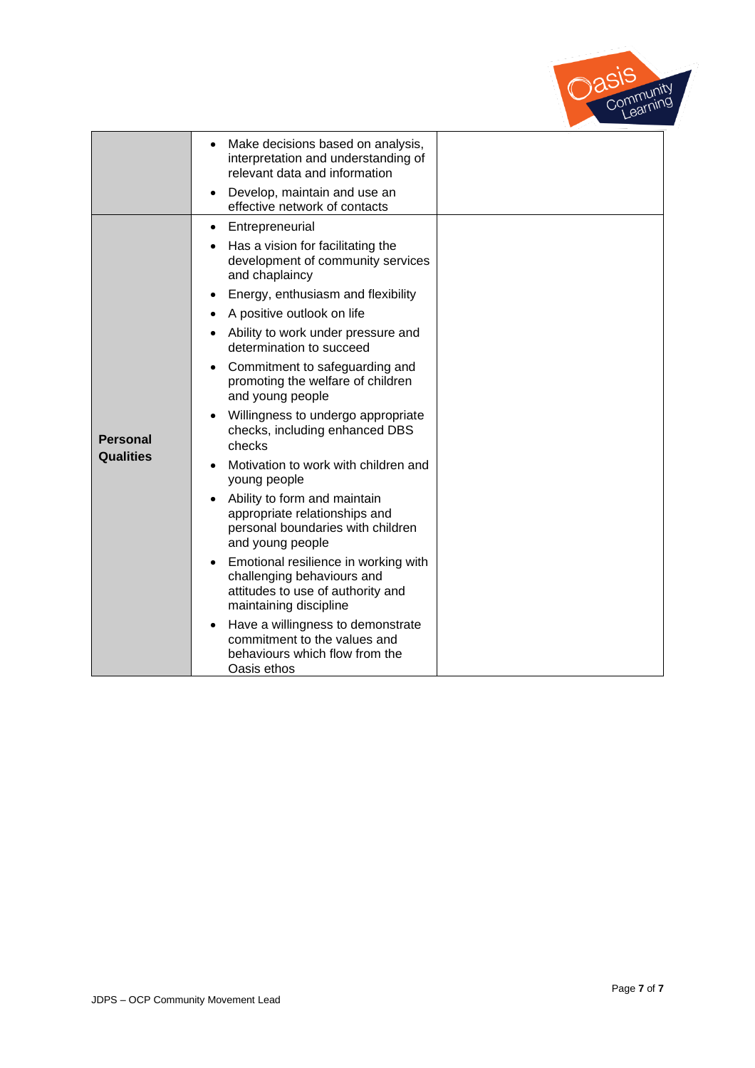| | | |
|---|---|---|
| | • Make decisions based on analysis, interpretation and understanding of relevant data and information<br>• Develop, maintain and use an effective network of contacts | |
| **Personal Qualities** | • Entrepreneurial<br>• Has a vision for facilitating the development of community services and chaplaincy<br>• Energy, enthusiasm and flexibility<br>• A positive outlook on life<br>• Ability to work under pressure and determination to succeed<br>• Commitment to safeguarding and promoting the welfare of children and young people<br>• Willingness to undergo appropriate checks, including enhanced DBS checks<br>• Motivation to work with children and young people<br>• Ability to form and maintain appropriate relationships and personal boundaries with children and young people<br>• Emotional resilience in working with challenging behaviours and attitudes to use of authority and maintaining discipline<br>• Have a willingness to demonstrate commitment to the values and behaviours which flow from the Oasis ethos | |